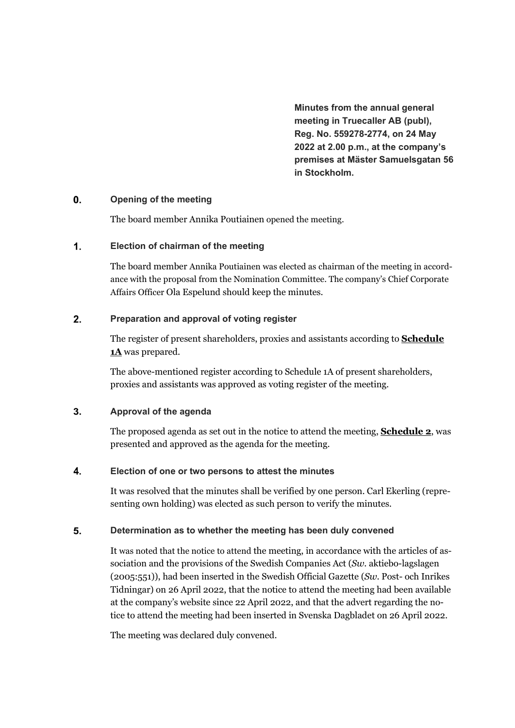**Minutes from the annual general meeting in Truecaller AB (publ), Reg. No. 559278-2774, on 24 May 2022 at 2.00 p.m., at the company's premises at Mäster Samuelsgatan 56 in Stockholm.**

## 0. Opening of the meeting

The board member Annika Poutiainen opened the meeting.

## 1. Election of chairman of the meeting

The board member Annika Poutiainen was elected as chairman of the meeting in accordance with the proposal from the Nomination Committee. The company's Chief Corporate Affairs Officer Ola Espelund should keep the minutes.

## 2. Preparation and approval of voting register

The register of present shareholders, proxies and assistants according to **Schedule 1A** was prepared.

The above-mentioned register according to Schedule 1A of present shareholders, proxies and assistants was approved as voting register of the meeting.

## 3. Approval of the agenda

The proposed agenda as set out in the notice to attend the meeting, **Schedule 2**, was presented and approved as the agenda for the meeting.

## 4. Election of one or two persons to attest the minutes

It was resolved that the minutes shall be verified by one person. Carl Ekerling (representing own holding) was elected as such person to verify the minutes.

## 5. Determination as to whether the meeting has been duly convened

It was noted that the notice to attend the meeting, in accordance with the articles of association and the provisions of the Swedish Companies Act (*Sw.* aktiebo-lagslagen (2005:551)), had been inserted in the Swedish Official Gazette (*Sw.* Post- och Inrikes Tidningar) on 26 April 2022, that the notice to attend the meeting had been available at the company's website since 22 April 2022, and that the advert regarding the notice to attend the meeting had been inserted in Svenska Dagbladet on 26 April 2022.

The meeting was declared duly convened.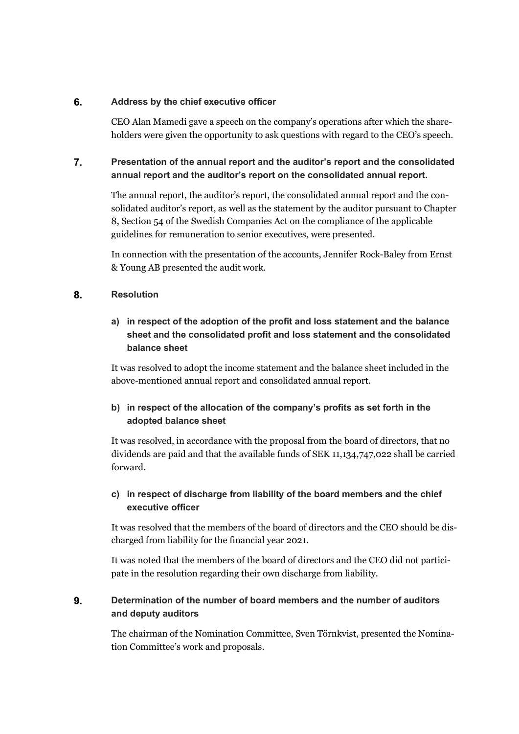## 6. Address by the chief executive officer

CEO Alan Mamedi gave a speech on the company's operations after which the shareholders were given the opportunity to ask questions with regard to the CEO's speech.

## 7. Presentation of the annual report and the auditor's report and the consolidated annual report and the auditor's report on the consolidated annual report.

The annual report, the auditor's report, the consolidated annual report and the consolidated auditor's report, as well as the statement by the auditor pursuant to Chapter 8, Section 54 of the Swedish Companies Act on the compliance of the applicable guidelines for remuneration to senior executives, were presented.

In connection with the presentation of the accounts, Jennifer Rock-Baley from Ernst & Young AB presented the audit work.

## 8. Resolution

### a) in respect of the adoption of the profit and loss statement and the balance sheet and the consolidated profit and loss statement and the consolidated balance sheet

It was resolved to adopt the income statement and the balance sheet included in the above-mentioned annual report and consolidated annual report.

### b) in respect of the allocation of the company's profits as set forth in the adopted balance sheet

It was resolved, in accordance with the proposal from the board of directors, that no dividends are paid and that the available funds of SEK 11,134,747,022 shall be carried forward.

### c) in respect of discharge from liability of the board members and the chief executive officer

It was resolved that the members of the board of directors and the CEO should be discharged from liability for the financial year 2021.

It was noted that the members of the board of directors and the CEO did not participate in the resolution regarding their own discharge from liability.

## 9. Determination of the number of board members and the number of auditors and deputy auditors

The chairman of the Nomination Committee, Sven Törnkvist, presented the Nomination Committee's work and proposals.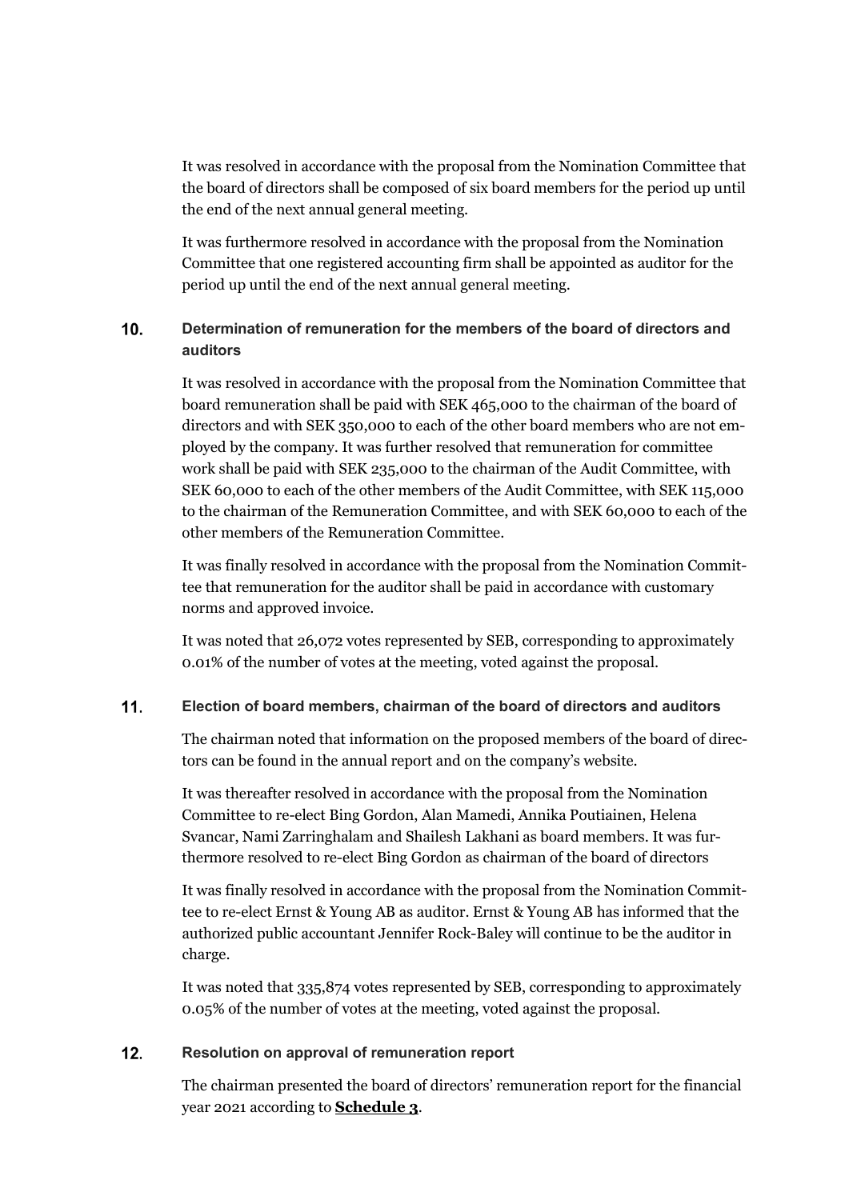It was resolved in accordance with the proposal from the Nomination Committee that the board of directors shall be composed of six board members for the period up until the end of the next annual general meeting.

It was furthermore resolved in accordance with the proposal from the Nomination Committee that one registered accounting firm shall be appointed as auditor for the period up until the end of the next annual general meeting.

## 10. Determination of remuneration for the members of the board of directors and auditors

It was resolved in accordance with the proposal from the Nomination Committee that board remuneration shall be paid with SEK 465,000 to the chairman of the board of directors and with SEK 350,000 to each of the other board members who are not employed by the company. It was further resolved that remuneration for committee work shall be paid with SEK 235,000 to the chairman of the Audit Committee, with SEK 60,000 to each of the other members of the Audit Committee, with SEK 115,000 to the chairman of the Remuneration Committee, and with SEK 60,000 to each of the other members of the Remuneration Committee.

It was finally resolved in accordance with the proposal from the Nomination Committee that remuneration for the auditor shall be paid in accordance with customary norms and approved invoice.

It was noted that 26,072 votes represented by SEB, corresponding to approximately 0.01% of the number of votes at the meeting, voted against the proposal.

## 11. Election of board members, chairman of the board of directors and auditors

The chairman noted that information on the proposed members of the board of directors can be found in the annual report and on the company's website.

It was thereafter resolved in accordance with the proposal from the Nomination Committee to re-elect Bing Gordon, Alan Mamedi, Annika Poutiainen, Helena Svancar, Nami Zarringhalam and Shailesh Lakhani as board members. It was furthermore resolved to re-elect Bing Gordon as chairman of the board of directors

It was finally resolved in accordance with the proposal from the Nomination Committee to re-elect Ernst & Young AB as auditor. Ernst & Young AB has informed that the authorized public accountant Jennifer Rock-Baley will continue to be the auditor in charge.

It was noted that 335,874 votes represented by SEB, corresponding to approximately 0.05% of the number of votes at the meeting, voted against the proposal.

## 12. Resolution on approval of remuneration report

The chairman presented the board of directors' remuneration report for the financial year 2021 according to **Schedule 3**.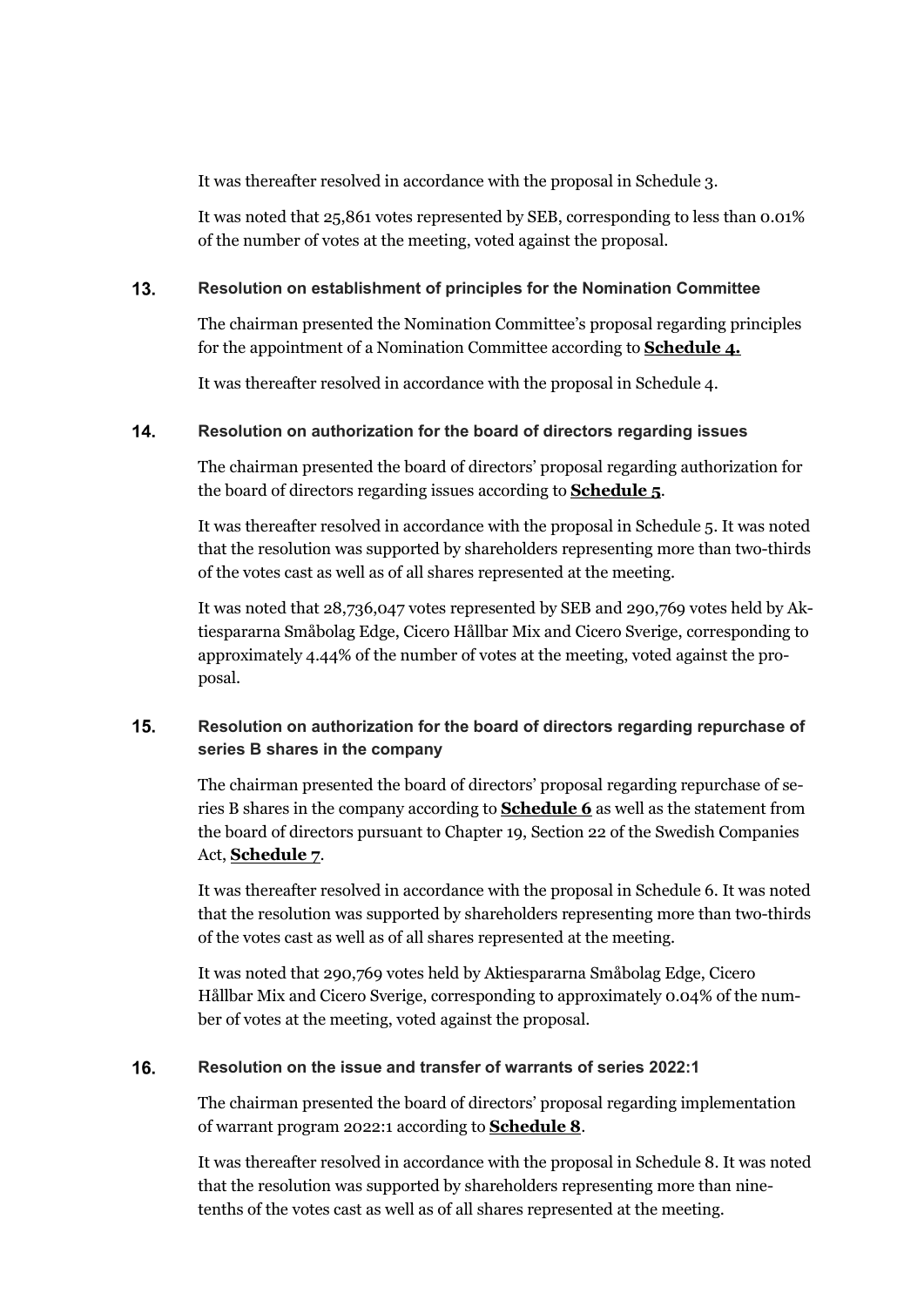It was thereafter resolved in accordance with the proposal in Schedule 3.

It was noted that 25,861 votes represented by SEB, corresponding to less than 0.01% of the number of votes at the meeting, voted against the proposal.

## 13. Resolution on establishment of principles for the Nomination Committee

The chairman presented the Nomination Committee's proposal regarding principles for the appointment of a Nomination Committee according to **Schedule 4.**

It was thereafter resolved in accordance with the proposal in Schedule 4.

## 14. Resolution on authorization for the board of directors regarding issues

The chairman presented the board of directors' proposal regarding authorization for the board of directors regarding issues according to **Schedule 5**.

It was thereafter resolved in accordance with the proposal in Schedule 5. It was noted that the resolution was supported by shareholders representing more than two-thirds of the votes cast as well as of all shares represented at the meeting.

It was noted that 28,736,047 votes represented by SEB and 290,769 votes held by Aktiespararna Småbolag Edge, Cicero Hållbar Mix and Cicero Sverige, corresponding to approximately 4.44% of the number of votes at the meeting, voted against the proposal.

## 15. Resolution on authorization for the board of directors regarding repurchase of series B shares in the company

The chairman presented the board of directors' proposal regarding repurchase of series B shares in the company according to **Schedule 6** as well as the statement from the board of directors pursuant to Chapter 19, Section 22 of the Swedish Companies Act, **Schedule 7**.

It was thereafter resolved in accordance with the proposal in Schedule 6. It was noted that the resolution was supported by shareholders representing more than two-thirds of the votes cast as well as of all shares represented at the meeting.

It was noted that 290,769 votes held by Aktiespararna Småbolag Edge, Cicero Hållbar Mix and Cicero Sverige, corresponding to approximately 0.04% of the number of votes at the meeting, voted against the proposal.

## 16. Resolution on the issue and transfer of warrants of series 2022:1

The chairman presented the board of directors' proposal regarding implementation of warrant program 2022:1 according to **Schedule 8**.

It was thereafter resolved in accordance with the proposal in Schedule 8. It was noted that the resolution was supported by shareholders representing more than nine-tenths of the votes cast as well as of all shares represented at the meeting.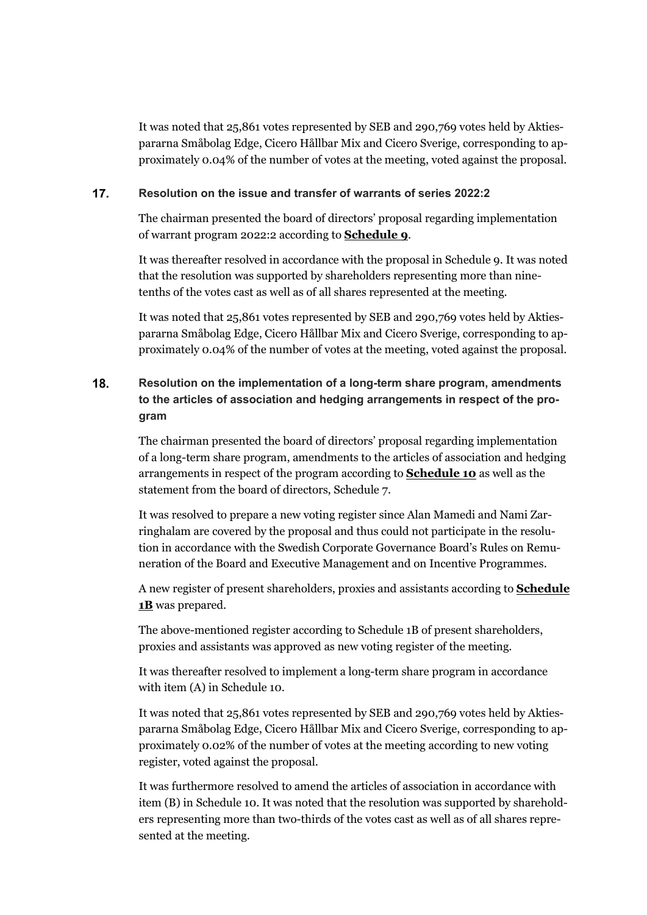It was noted that 25,861 votes represented by SEB and 290,769 votes held by Aktiespararna Småbolag Edge, Cicero Hållbar Mix and Cicero Sverige, corresponding to approximately 0.04% of the number of votes at the meeting, voted against the proposal.

## 17. Resolution on the issue and transfer of warrants of series 2022:2

The chairman presented the board of directors' proposal regarding implementation of warrant program 2022:2 according to **Schedule 9**.

It was thereafter resolved in accordance with the proposal in Schedule 9. It was noted that the resolution was supported by shareholders representing more than nine-tenths of the votes cast as well as of all shares represented at the meeting.

It was noted that 25,861 votes represented by SEB and 290,769 votes held by Aktiespararna Småbolag Edge, Cicero Hållbar Mix and Cicero Sverige, corresponding to approximately 0.04% of the number of votes at the meeting, voted against the proposal.

## 18. Resolution on the implementation of a long-term share program, amendments to the articles of association and hedging arrangements in respect of the program

The chairman presented the board of directors' proposal regarding implementation of a long-term share program, amendments to the articles of association and hedging arrangements in respect of the program according to **Schedule 10** as well as the statement from the board of directors, Schedule 7.

It was resolved to prepare a new voting register since Alan Mamedi and Nami Zarringhalam are covered by the proposal and thus could not participate in the resolution in accordance with the Swedish Corporate Governance Board's Rules on Remuneration of the Board and Executive Management and on Incentive Programmes.

A new register of present shareholders, proxies and assistants according to **Schedule 1B** was prepared.

The above-mentioned register according to Schedule 1B of present shareholders, proxies and assistants was approved as new voting register of the meeting.

It was thereafter resolved to implement a long-term share program in accordance with item (A) in Schedule 10.

It was noted that 25,861 votes represented by SEB and 290,769 votes held by Aktiespararna Småbolag Edge, Cicero Hållbar Mix and Cicero Sverige, corresponding to approximately 0.02% of the number of votes at the meeting according to new voting register, voted against the proposal.

It was furthermore resolved to amend the articles of association in accordance with item (B) in Schedule 10. It was noted that the resolution was supported by shareholders representing more than two-thirds of the votes cast as well as of all shares represented at the meeting.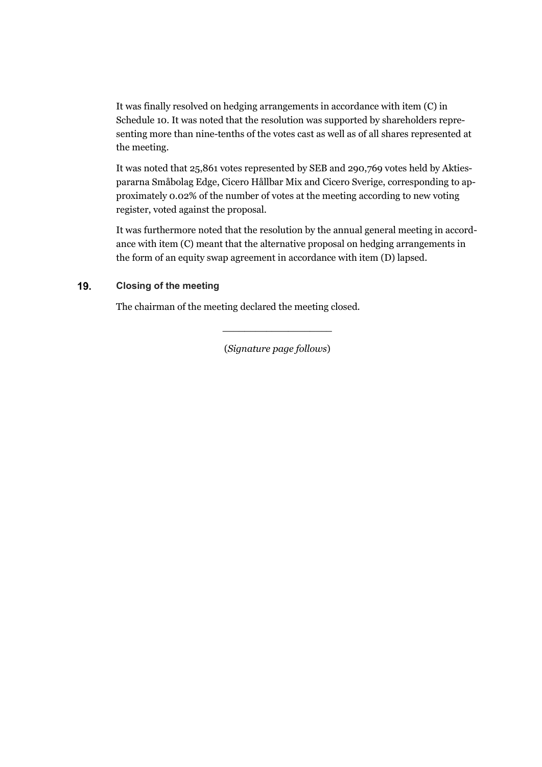It was finally resolved on hedging arrangements in accordance with item (C) in Schedule 10. It was noted that the resolution was supported by shareholders representing more than nine-tenths of the votes cast as well as of all shares represented at the meeting.

It was noted that 25,861 votes represented by SEB and 290,769 votes held by Aktiespararna Småbolag Edge, Cicero Hållbar Mix and Cicero Sverige, corresponding to approximately 0.02% of the number of votes at the meeting according to new voting register, voted against the proposal.

It was furthermore noted that the resolution by the annual general meeting in accordance with item (C) meant that the alternative proposal on hedging arrangements in the form of an equity swap agreement in accordance with item (D) lapsed.

## 19. Closing of the meeting

The chairman of the meeting declared the meeting closed.

\_\_\_\_\_\_\_\_\_\_\_\_\_\_\_\_\_\_\_

(*Signature page follows*)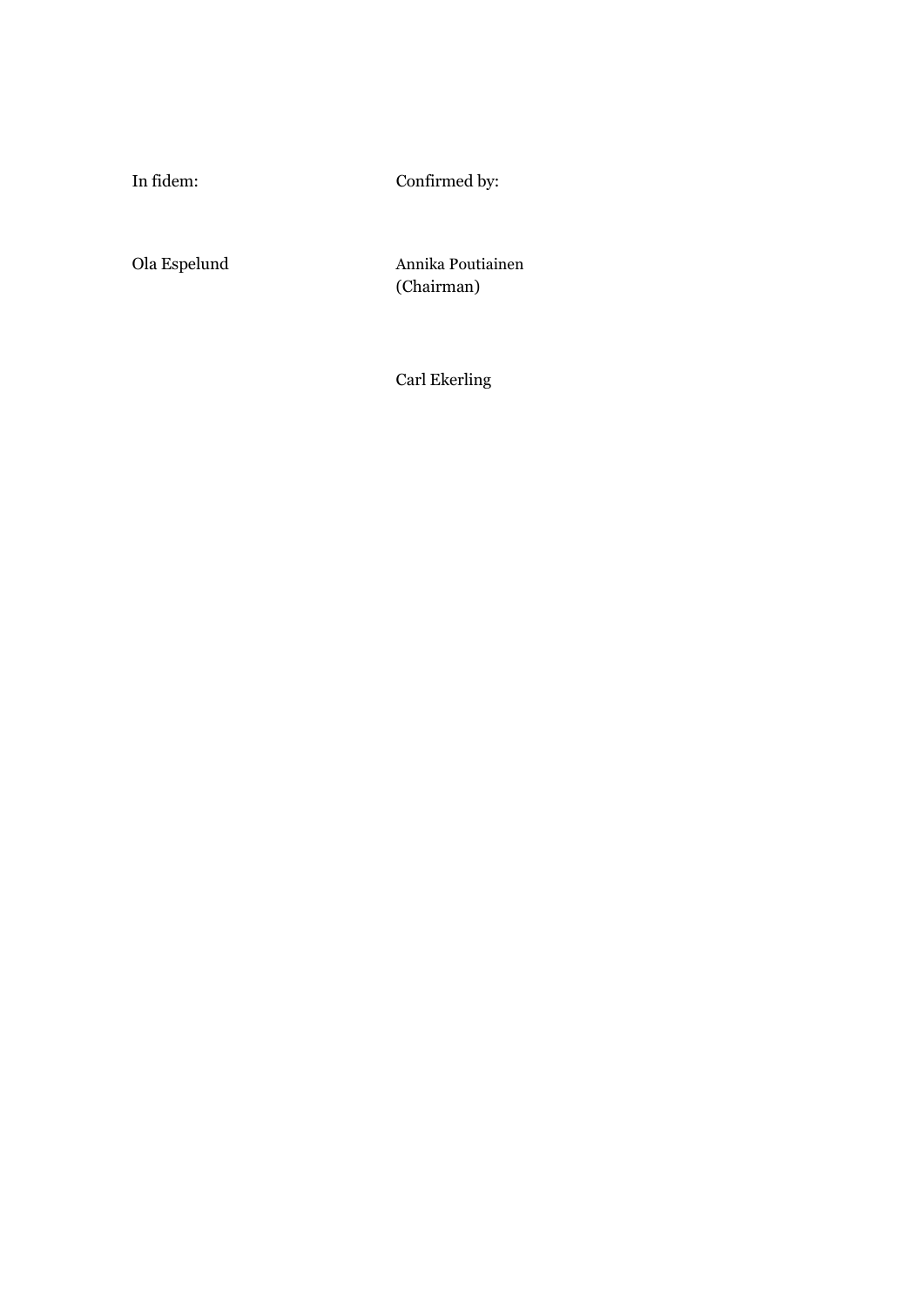| | |
|---|---|
| In fidem: | Confirmed by: |
| Ola Espelund | Annika Poutiainen<br>(Chairman) |
| | Carl Ekerling |